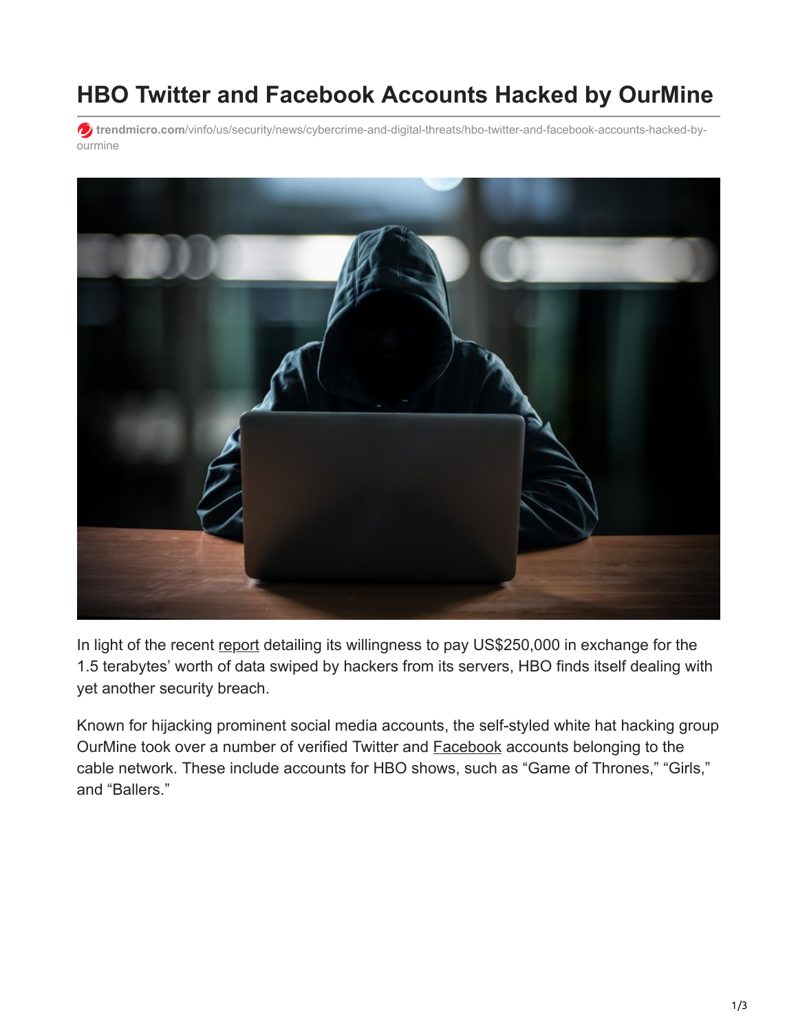# HBO Twitter and Facebook Accounts Hacked by OurMine

trendmicro.com/vinfo/us/security/news/cybercrime-and-digital-threats/hbo-twitter-and-facebook-accounts-hacked-by-ourmine

In light of the recent report detailing its willingness to pay US$250,000 in exchange for the 1.5 terabytes' worth of data swiped by hackers from its servers, HBO finds itself dealing with yet another security breach.

Known for hijacking prominent social media accounts, the self-styled white hat hacking group OurMine took over a number of verified Twitter and Facebook accounts belonging to the cable network. These include accounts for HBO shows, such as "Game of Thrones," "Girls," and "Ballers."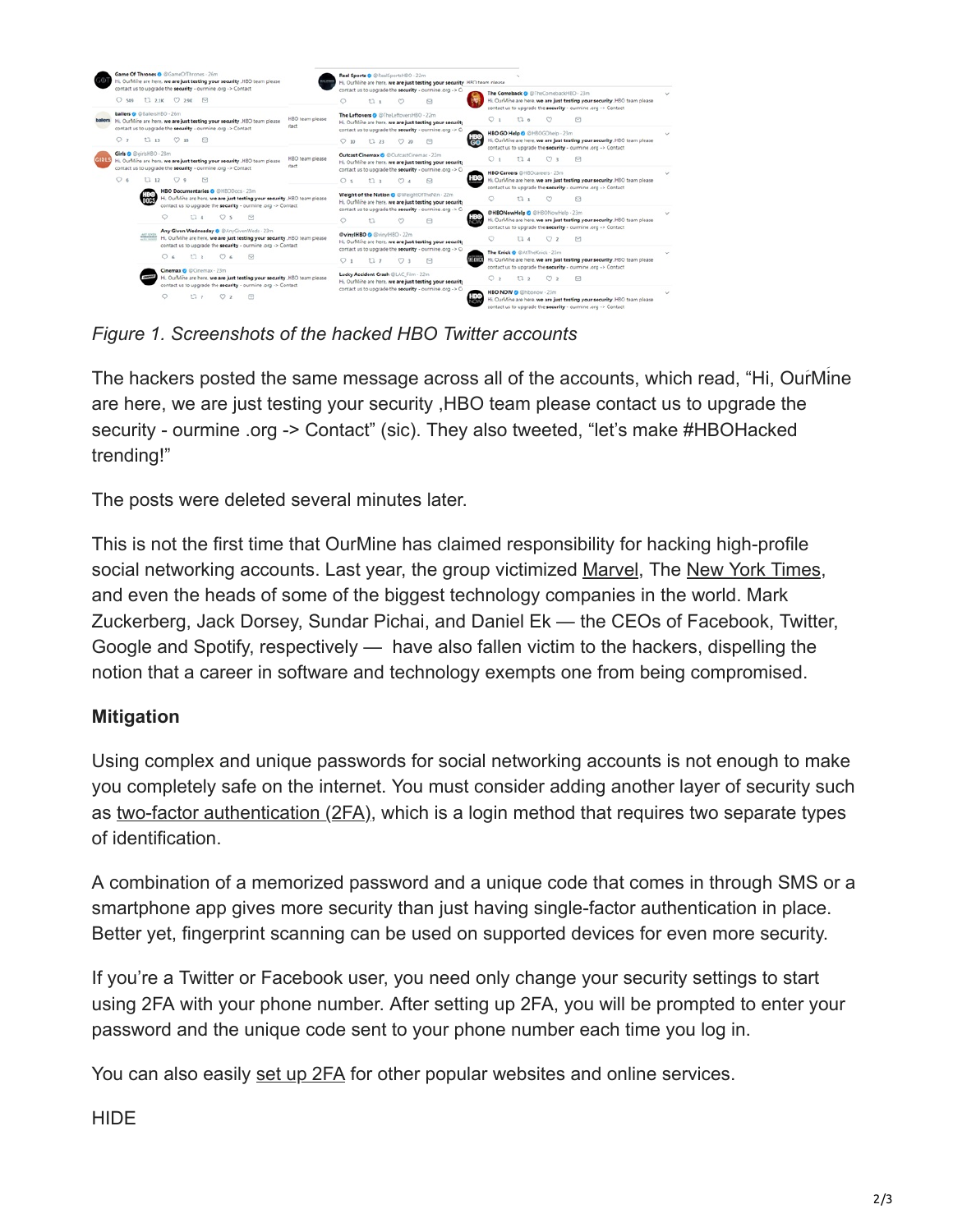*Figure 1. Screenshots of the hacked HBO Twitter accounts*

The hackers posted the same message across all of the accounts, which read, "Hi, OurMine are here, we are just testing your security ,HBO team please contact us to upgrade the security - ourmine .org -> Contact" (sic). They also tweeted, "let's make #HBOHacked trending!"

The posts were deleted several minutes later.

This is not the first time that OurMine has claimed responsibility for hacking high-profile social networking accounts. Last year, the group victimized Marvel, The New York Times, and even the heads of some of the biggest technology companies in the world. Mark Zuckerberg, Jack Dorsey, Sundar Pichai, and Daniel Ek — the CEOs of Facebook, Twitter, Google and Spotify, respectively — have also fallen victim to the hackers, dispelling the notion that a career in software and technology exempts one from being compromised.

**Mitigation**

Using complex and unique passwords for social networking accounts is not enough to make you completely safe on the internet. You must consider adding another layer of security such as two-factor authentication (2FA), which is a login method that requires two separate types of identification.

A combination of a memorized password and a unique code that comes in through SMS or a smartphone app gives more security than just having single-factor authentication in place. Better yet, fingerprint scanning can be used on supported devices for even more security.

If you're a Twitter or Facebook user, you need only change your security settings to start using 2FA with your phone number. After setting up 2FA, you will be prompted to enter your password and the unique code sent to your phone number each time you log in.

You can also easily set up 2FA for other popular websites and online services.

HIDE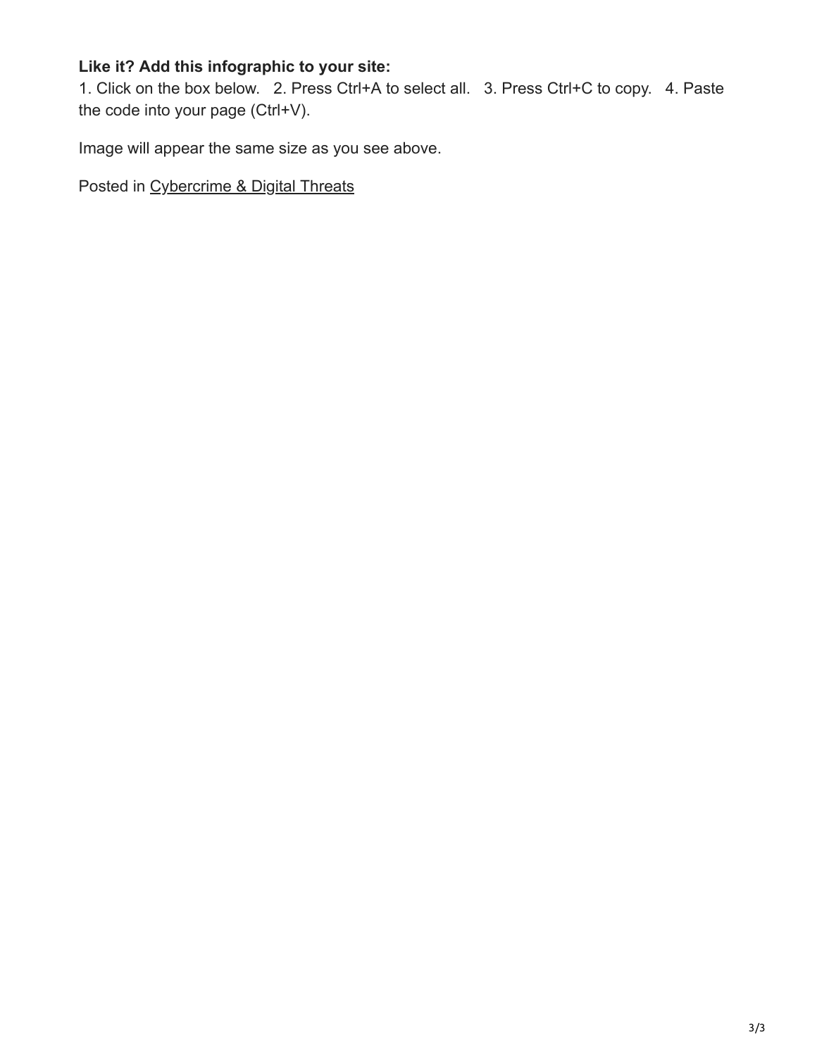**Like it? Add this infographic to your site:**
1. Click on the box below. 2. Press Ctrl+A to select all. 3. Press Ctrl+C to copy. 4. Paste the code into your page (Ctrl+V).

Image will appear the same size as you see above.

Posted in Cybercrime & Digital Threats